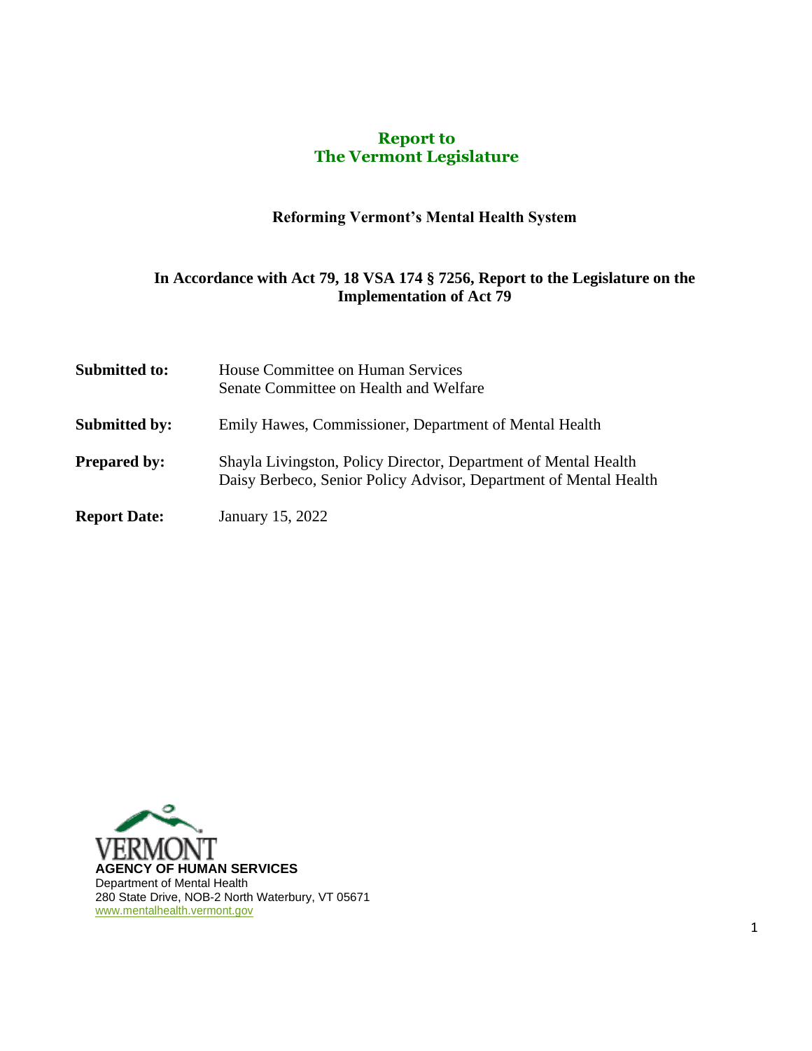# Report to
# The Vermont Legislature

## Reforming Vermont's Mental Health System

### In Accordance with Act 79, 18 VSA 174 § 7256, Report to the Legislature on the Implementation of Act 79

| | |
|---|---|
| **Submitted to:** | House Committee on Human Services<br>Senate Committee on Health and Welfare |
| **Submitted by:** | Emily Hawes, Commissioner, Department of Mental Health |
| **Prepared by:** | Shayla Livingston, Policy Director, Department of Mental Health<br>Daisy Berbeco, Senior Policy Advisor, Department of Mental Health |
| **Report Date:** | January 15, 2022 |

VERMONT
**AGENCY OF HUMAN SERVICES**
Department of Mental Health
280 State Drive, NOB-2 North Waterbury, VT 05671
www.mentalhealth.vermont.gov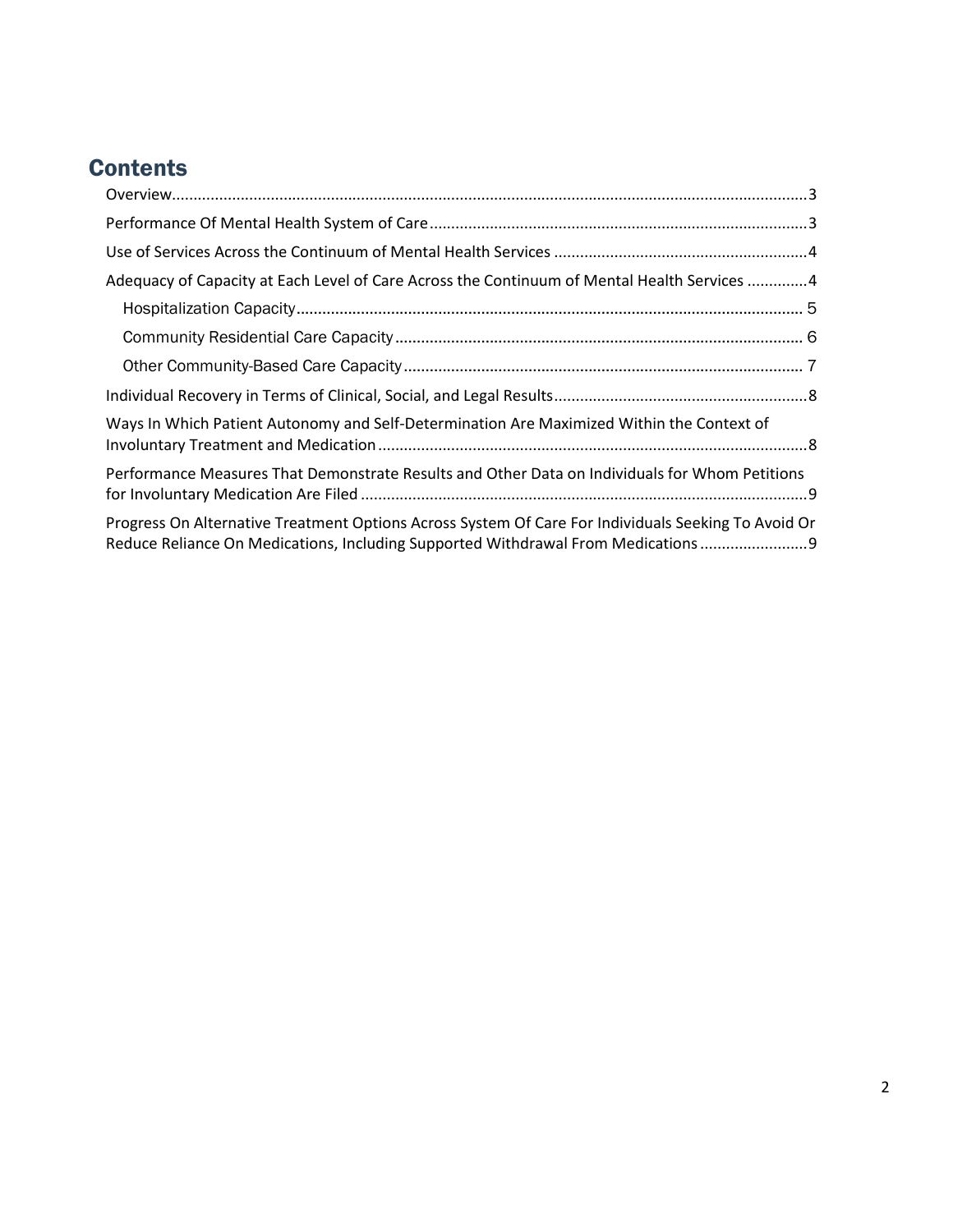## Contents

Overview....3

Performance Of Mental Health System of Care....3

Use of Services Across the Continuum of Mental Health Services....4

Adequacy of Capacity at Each Level of Care Across the Continuum of Mental Health Services....4

- Hospitalization Capacity....5
- Community Residential Care Capacity....6
- Other Community-Based Care Capacity....7

Individual Recovery in Terms of Clinical, Social, and Legal Results....8

Ways In Which Patient Autonomy and Self-Determination Are Maximized Within the Context of Involuntary Treatment and Medication....8

Performance Measures That Demonstrate Results and Other Data on Individuals for Whom Petitions for Involuntary Medication Are Filed....9

Progress On Alternative Treatment Options Across System Of Care For Individuals Seeking To Avoid Or Reduce Reliance On Medications, Including Supported Withdrawal From Medications....9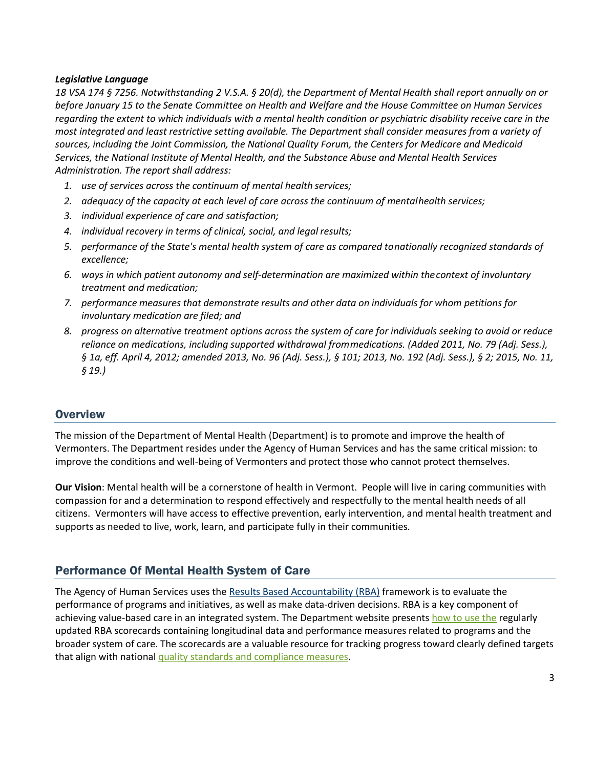***Legislative Language***

*18 VSA 174 § 7256. Notwithstanding 2 V.S.A. § 20(d), the Department of Mental Health shall report annually on or before January 15 to the Senate Committee on Health and Welfare and the House Committee on Human Services regarding the extent to which individuals with a mental health condition or psychiatric disability receive care in the most integrated and least restrictive setting available. The Department shall consider measures from a variety of sources, including the Joint Commission, the National Quality Forum, the Centers for Medicare and Medicaid Services, the National Institute of Mental Health, and the Substance Abuse and Mental Health Services Administration. The report shall address:*

1. *use of services across the continuum of mental health services;*
2. *adequacy of the capacity at each level of care across the continuum of mental health services;*
3. *individual experience of care and satisfaction;*
4. *individual recovery in terms of clinical, social, and legal results;*
5. *performance of the State's mental health system of care as compared to nationally recognized standards of excellence;*
6. *ways in which patient autonomy and self-determination are maximized within the context of involuntary treatment and medication;*
7. *performance measures that demonstrate results and other data on individuals for whom petitions for involuntary medication are filed; and*
8. *progress on alternative treatment options across the system of care for individuals seeking to avoid or reduce reliance on medications, including supported withdrawal from medications. (Added 2011, No. 79 (Adj. Sess.), § 1a, eff. April 4, 2012; amended 2013, No. 96 (Adj. Sess.), § 101; 2013, No. 192 (Adj. Sess.), § 2; 2015, No. 11, § 19.)*

## Overview

The mission of the Department of Mental Health (Department) is to promote and improve the health of Vermonters. The Department resides under the Agency of Human Services and has the same critical mission: to improve the conditions and well-being of Vermonters and protect those who cannot protect themselves.

**Our Vision**: Mental health will be a cornerstone of health in Vermont. People will live in caring communities with compassion for and a determination to respond effectively and respectfully to the mental health needs of all citizens. Vermonters will have access to effective prevention, early intervention, and mental health treatment and supports as needed to live, work, learn, and participate fully in their communities.

## Performance Of Mental Health System of Care

The Agency of Human Services uses the Results Based Accountability (RBA) framework is to evaluate the performance of programs and initiatives, as well as make data-driven decisions. RBA is a key component of achieving value-based care in an integrated system. The Department website presents how to use the regularly updated RBA scorecards containing longitudinal data and performance measures related to programs and the broader system of care. The scorecards are a valuable resource for tracking progress toward clearly defined targets that align with national quality standards and compliance measures.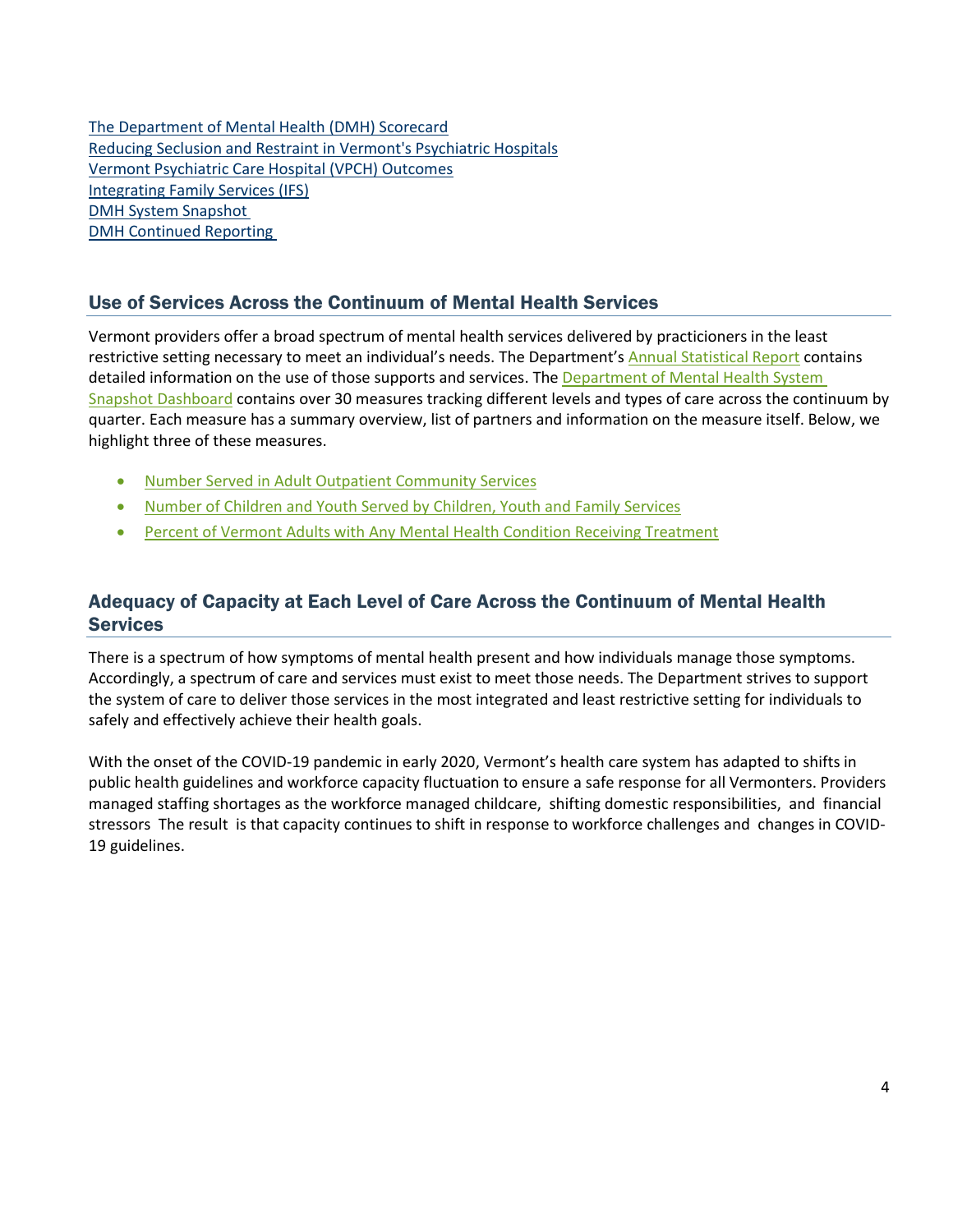The Department of Mental Health (DMH) Scorecard
Reducing Seclusion and Restraint in Vermont's Psychiatric Hospitals
Vermont Psychiatric Care Hospital (VPCH) Outcomes
Integrating Family Services (IFS)
DMH System Snapshot
DMH Continued Reporting

## Use of Services Across the Continuum of Mental Health Services

Vermont providers offer a broad spectrum of mental health services delivered by practicioners in the least restrictive setting necessary to meet an individual's needs. The Department's Annual Statistical Report contains detailed information on the use of those supports and services. The Department of Mental Health System Snapshot Dashboard contains over 30 measures tracking different levels and types of care across the continuum by quarter. Each measure has a summary overview, list of partners and information on the measure itself. Below, we highlight three of these measures.

- Number Served in Adult Outpatient Community Services
- Number of Children and Youth Served by Children, Youth and Family Services
- Percent of Vermont Adults with Any Mental Health Condition Receiving Treatment

## Adequacy of Capacity at Each Level of Care Across the Continuum of Mental Health Services

There is a spectrum of how symptoms of mental health present and how individuals manage those symptoms. Accordingly, a spectrum of care and services must exist to meet those needs. The Department strives to support the system of care to deliver those services in the most integrated and least restrictive setting for individuals to safely and effectively achieve their health goals.

With the onset of the COVID-19 pandemic in early 2020, Vermont's health care system has adapted to shifts in public health guidelines and workforce capacity fluctuation to ensure a safe response for all Vermonters. Providers managed staffing shortages as the workforce managed childcare, shifting domestic responsibilities, and financial stressors The result is that capacity continues to shift in response to workforce challenges and changes in COVID-19 guidelines.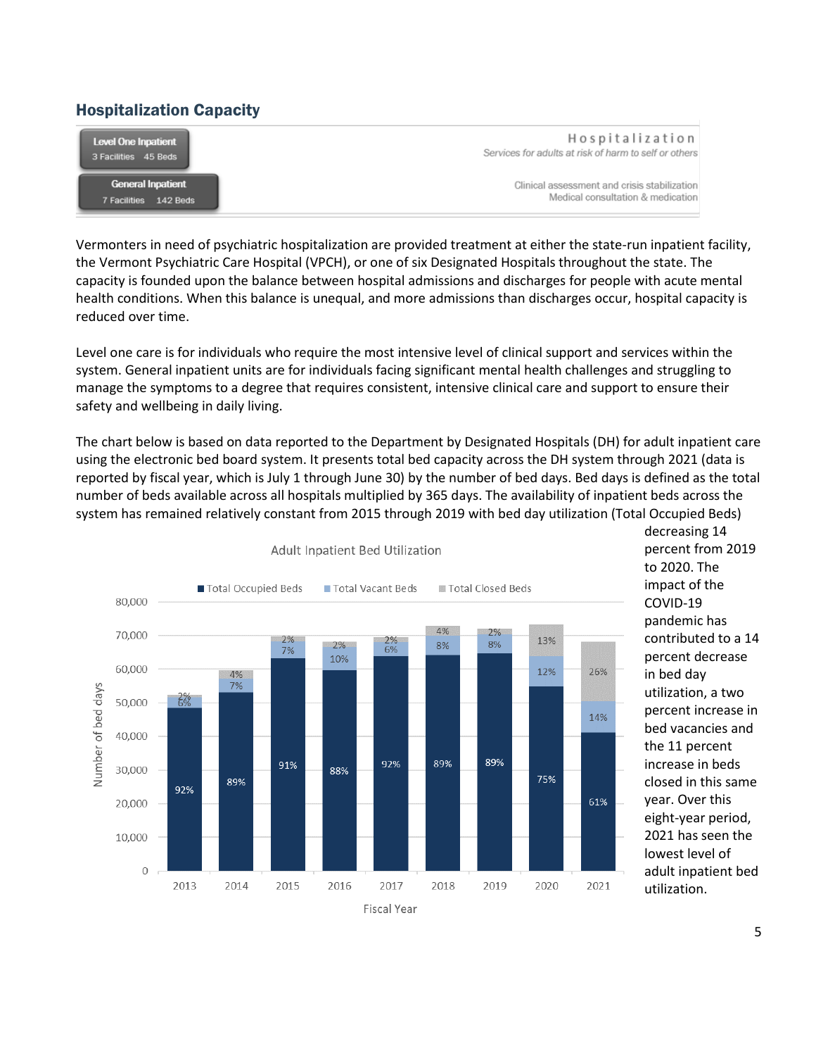## Hospitalization Capacity

| | |
|---|---|
| **Level One Inpatient** 3 Facilities 45 Beds | **Hospitalization** *Services for adults at risk of harm to self or others* |
| **General Inpatient** 7 Facilities 142 Beds | Clinical assessment and crisis stabilization Medical consultation & medication |

Vermonters in need of psychiatric hospitalization are provided treatment at either the state-run inpatient facility, the Vermont Psychiatric Care Hospital (VPCH), or one of six Designated Hospitals throughout the state. The capacity is founded upon the balance between hospital admissions and discharges for people with acute mental health conditions. When this balance is unequal, and more admissions than discharges occur, hospital capacity is reduced over time.

Level one care is for individuals who require the most intensive level of clinical support and services within the system. General inpatient units are for individuals facing significant mental health challenges and struggling to manage the symptoms to a degree that requires consistent, intensive clinical care and support to ensure their safety and wellbeing in daily living.

The chart below is based on data reported to the Department by Designated Hospitals (DH) for adult inpatient care using the electronic bed board system. It presents total bed capacity across the DH system through 2021 (data is reported by fiscal year, which is July 1 through June 30) by the number of bed days. Bed days is defined as the total number of beds available across all hospitals multiplied by 365 days. The availability of inpatient beds across the system has remained relatively constant from 2015 through 2019 with bed day utilization (Total Occupied Beds) decreasing 14 percent from 2019 to 2020. The impact of the COVID-19 pandemic has contributed to a 14 percent decrease in bed day utilization, a two percent increase in bed vacancies and the 11 percent increase in beds closed in this same year. Over this eight-year period, 2021 has seen the lowest level of adult inpatient bed utilization.

**Adult Inpatient Bed Utilization**

| Fiscal Year | Total Occupied Beds | Total Vacant Beds | Total Closed Beds |
|---|---|---|---|
| 2013 | 92% | 6% | 2% |
| 2014 | 89% | 7% | 4% |
| 2015 | 91% | 7% | 2% |
| 2016 | 88% | 10% | 2% |
| 2017 | 92% | 6% | 2% |
| 2018 | 89% | 8% | 4% |
| 2019 | 89% | 8% | 2% |
| 2020 | 75% | 12% | 13% |
| 2021 | 61% | 14% | 26% |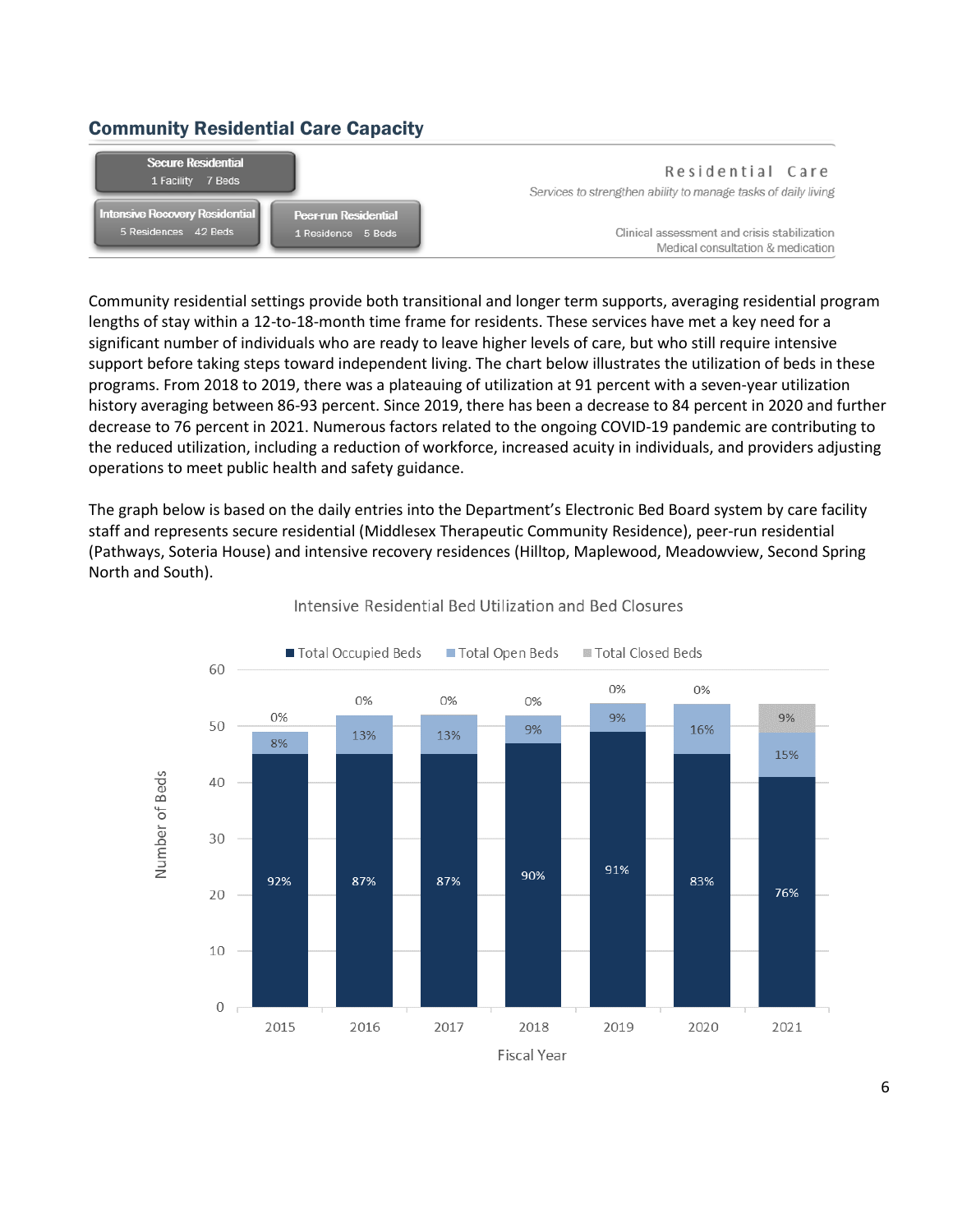## Community Residential Care Capacity

**Secure Residential**
1 Facility 7 Beds

**Intensive Recovery Residential**
5 Residences 42 Beds

**Peer-run Residential**
1 Residence 5 Beds

**Residential Care**

*Services to strengthen ability to manage tasks of daily living*

Clinical assessment and crisis stabilization
Medical consultation & medication

Community residential settings provide both transitional and longer term supports, averaging residential program lengths of stay within a 12-to-18-month time frame for residents. These services have met a key need for a significant number of individuals who are ready to leave higher levels of care, but who still require intensive support before taking steps toward independent living. The chart below illustrates the utilization of beds in these programs. From 2018 to 2019, there was a plateauing of utilization at 91 percent with a seven-year utilization history averaging between 86-93 percent. Since 2019, there has been a decrease to 84 percent in 2020 and further decrease to 76 percent in 2021. Numerous factors related to the ongoing COVID-19 pandemic are contributing to the reduced utilization, including a reduction of workforce, increased acuity in individuals, and providers adjusting operations to meet public health and safety guidance.

The graph below is based on the daily entries into the Department's Electronic Bed Board system by care facility staff and represents secure residential (Middlesex Therapeutic Community Residence), peer-run residential (Pathways, Soteria House) and intensive recovery residences (Hilltop, Maplewood, Meadowview, Second Spring North and South).

Intensive Residential Bed Utilization and Bed Closures

| Fiscal Year | Total Occupied Beds | Total Open Beds | Total Closed Beds |
|---|---|---|---|
| 2015 | 92% | 8% | 0% |
| 2016 | 87% | 13% | 0% |
| 2017 | 87% | 13% | 0% |
| 2018 | 90% | 9% | 0% |
| 2019 | 91% | 9% | 0% |
| 2020 | 83% | 16% | 0% |
| 2021 | 76% | 15% | 9% |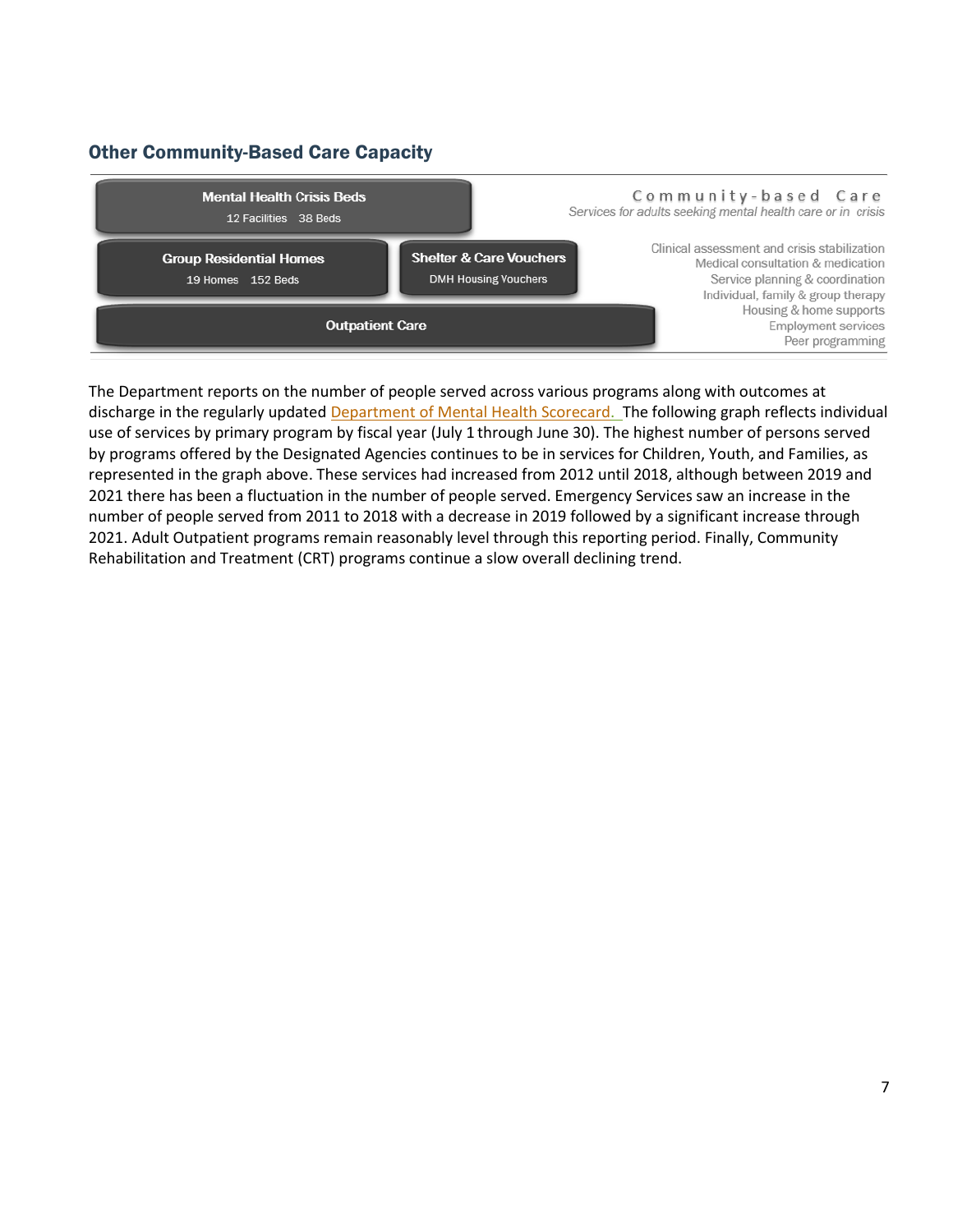## Other Community-Based Care Capacity

**Mental Health Crisis Beds**
12 Facilities 38 Beds

**Group Residential Homes**
19 Homes 152 Beds

**Shelter & Care Vouchers**
DMH Housing Vouchers

**Outpatient Care**

Community-based Care
*Services for adults seeking mental health care or in crisis*

Clinical assessment and crisis stabilization
Medical consultation & medication
Service planning & coordination
Individual, family & group therapy
Housing & home supports
Employment services
Peer programming

The Department reports on the number of people served across various programs along with outcomes at discharge in the regularly updated [Department of Mental Health Scorecard.](#) The following graph reflects individual use of services by primary program by fiscal year (July 1 through June 30). The highest number of persons served by programs offered by the Designated Agencies continues to be in services for Children, Youth, and Families, as represented in the graph above. These services had increased from 2012 until 2018, although between 2019 and 2021 there has been a fluctuation in the number of people served. Emergency Services saw an increase in the number of people served from 2011 to 2018 with a decrease in 2019 followed by a significant increase through 2021. Adult Outpatient programs remain reasonably level through this reporting period. Finally, Community Rehabilitation and Treatment (CRT) programs continue a slow overall declining trend.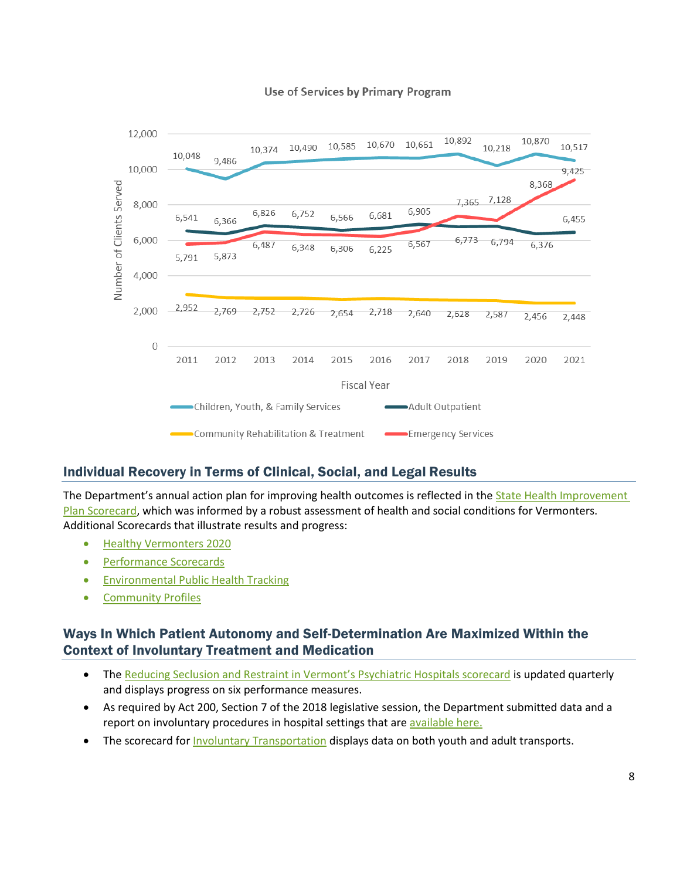**Use of Services by Primary Program**

Number of Clients Served by Fiscal Year

| Fiscal Year | Children, Youth, & Family Services | Adult Outpatient | Community Rehabilitation & Treatment | Emergency Services |
|---|---|---|---|---|
| 2011 | 10,048 | 6,541 | 2,952 | 5,791 |
| 2012 | 9,486 | 6,366 | 2,769 | 5,873 |
| 2013 | 10,374 | 6,826 | 2,752 | 6,487 |
| 2014 | 10,490 | 6,752 | 2,726 | 6,348 |
| 2015 | 10,585 | 6,566 | 2,654 | 6,306 |
| 2016 | 10,670 | 6,681 | 2,718 | 6,225 |
| 2017 | 10,661 | 6,905 | 2,640 | 6,567 |
| 2018 | 10,892 | 6,773 | 2,628 | 7,365 |
| 2019 | 10,218 | 6,794 | 2,587 | 7,128 |
| 2020 | 10,870 | 6,376 | 2,456 | 8,368 |
| 2021 | 10,517 | 6,455 | 2,448 | 9,425 |

## Individual Recovery in Terms of Clinical, Social, and Legal Results

The Department's annual action plan for improving health outcomes is reflected in the State Health Improvement Plan Scorecard, which was informed by a robust assessment of health and social conditions for Vermonters. Additional Scorecards that illustrate results and progress:

- Healthy Vermonters 2020
- Performance Scorecards
- Environmental Public Health Tracking
- Community Profiles

## Ways In Which Patient Autonomy and Self-Determination Are Maximized Within the Context of Involuntary Treatment and Medication

- The Reducing Seclusion and Restraint in Vermont's Psychiatric Hospitals scorecard is updated quarterly and displays progress on six performance measures.
- As required by Act 200, Section 7 of the 2018 legislative session, the Department submitted data and a report on involuntary procedures in hospital settings that are available here.
- The scorecard for Involuntary Transportation displays data on both youth and adult transports.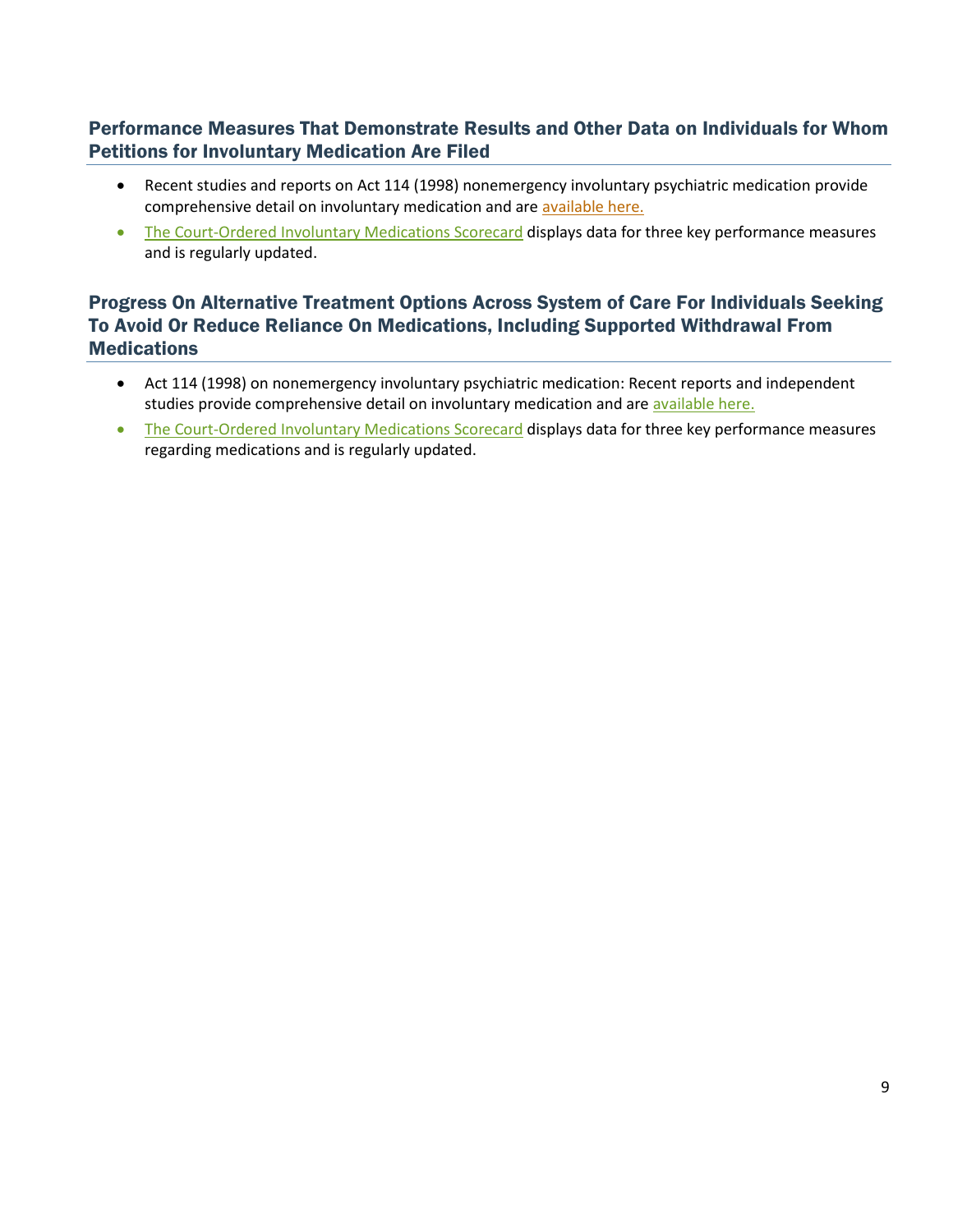## Performance Measures That Demonstrate Results and Other Data on Individuals for Whom Petitions for Involuntary Medication Are Filed

- Recent studies and reports on Act 114 (1998) nonemergency involuntary psychiatric medication provide comprehensive detail on involuntary medication and are available here.
- The Court-Ordered Involuntary Medications Scorecard displays data for three key performance measures and is regularly updated.

## Progress On Alternative Treatment Options Across System of Care For Individuals Seeking To Avoid Or Reduce Reliance On Medications, Including Supported Withdrawal From Medications

- Act 114 (1998) on nonemergency involuntary psychiatric medication: Recent reports and independent studies provide comprehensive detail on involuntary medication and are available here.
- The Court-Ordered Involuntary Medications Scorecard displays data for three key performance measures regarding medications and is regularly updated.